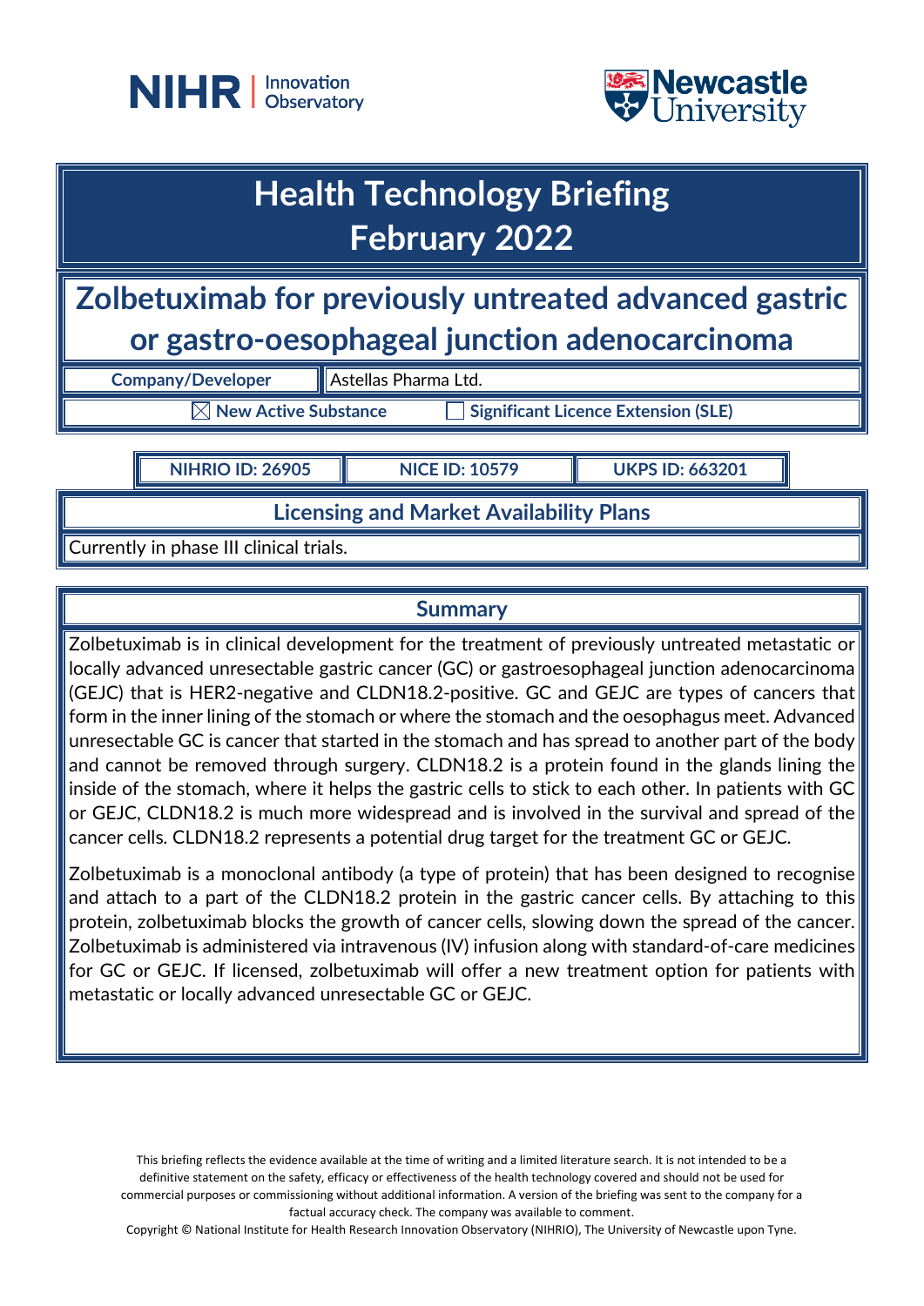NIHR | Innovation Observatory

Newcastle University

# Health Technology Briefing
# February 2022

## Zolbetuximab for previously untreated advanced gastric or gastro-oesophageal junction adenocarcinoma

| Company/Developer | Astellas Pharma Ltd. |
|---|---|

☒ New Active Substance ☐ Significant Licence Extension (SLE)

| NIHRIO ID: 26905 | NICE ID: 10579 | UKPS ID: 663201 |
|---|---|---|

### Licensing and Market Availability Plans

Currently in phase III clinical trials.

### Summary

Zolbetuximab is in clinical development for the treatment of previously untreated metastatic or locally advanced unresectable gastric cancer (GC) or gastroesophageal junction adenocarcinoma (GEJC) that is HER2-negative and CLDN18.2-positive. GC and GEJC are types of cancers that form in the inner lining of the stomach or where the stomach and the oesophagus meet. Advanced unresectable GC is cancer that started in the stomach and has spread to another part of the body and cannot be removed through surgery. CLDN18.2 is a protein found in the glands lining the inside of the stomach, where it helps the gastric cells to stick to each other. In patients with GC or GEJC, CLDN18.2 is much more widespread and is involved in the survival and spread of the cancer cells. CLDN18.2 represents a potential drug target for the treatment GC or GEJC.

Zolbetuximab is a monoclonal antibody (a type of protein) that has been designed to recognise and attach to a part of the CLDN18.2 protein in the gastric cancer cells. By attaching to this protein, zolbetuximab blocks the growth of cancer cells, slowing down the spread of the cancer. Zolbetuximab is administered via intravenous (IV) infusion along with standard-of-care medicines for GC or GEJC. If licensed, zolbetuximab will offer a new treatment option for patients with metastatic or locally advanced unresectable GC or GEJC.

This briefing reflects the evidence available at the time of writing and a limited literature search. It is not intended to be a definitive statement on the safety, efficacy or effectiveness of the health technology covered and should not be used for commercial purposes or commissioning without additional information. A version of the briefing was sent to the company for a factual accuracy check. The company was available to comment.

Copyright © National Institute for Health Research Innovation Observatory (NIHRIO), The University of Newcastle upon Tyne.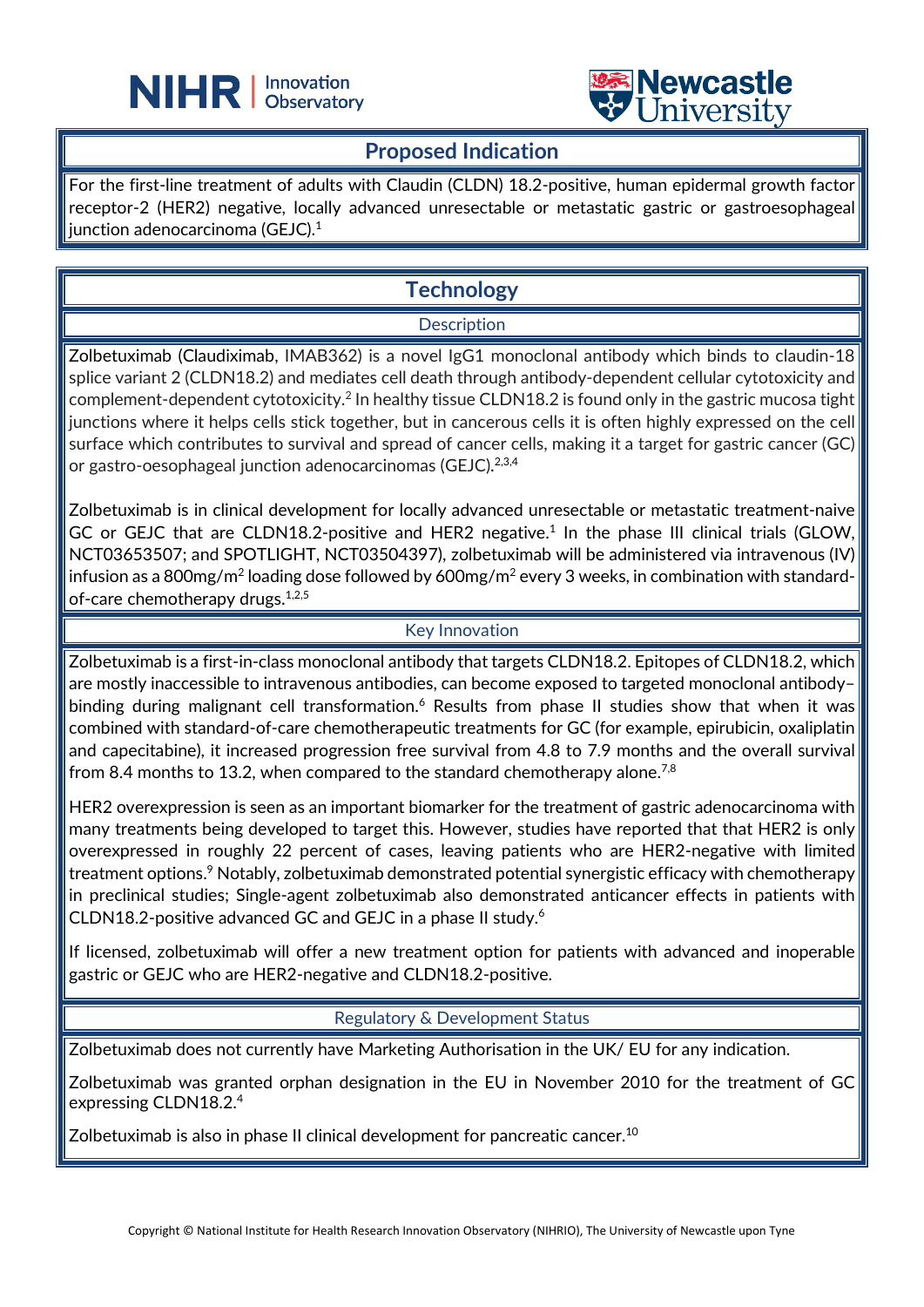## Proposed Indication

For the first-line treatment of adults with Claudin (CLDN) 18.2-positive, human epidermal growth factor receptor-2 (HER2) negative, locally advanced unresectable or metastatic gastric or gastroesophageal junction adenocarcinoma (GEJC).[1]

## Technology

### Description

Zolbetuximab (Claudiximab, IMAB362) is a novel IgG1 monoclonal antibody which binds to claudin-18 splice variant 2 (CLDN18.2) and mediates cell death through antibody-dependent cellular cytotoxicity and complement-dependent cytotoxicity.[2] In healthy tissue CLDN18.2 is found only in the gastric mucosa tight junctions where it helps cells stick together, but in cancerous cells it is often highly expressed on the cell surface which contributes to survival and spread of cancer cells, making it a target for gastric cancer (GC) or gastro-oesophageal junction adenocarcinomas (GEJC).[2,3,4]

Zolbetuximab is in clinical development for locally advanced unresectable or metastatic treatment-naive GC or GEJC that are CLDN18.2-positive and HER2 negative.[1] In the phase III clinical trials (GLOW, NCT03653507; and SPOTLIGHT, NCT03504397), zolbetuximab will be administered via intravenous (IV) infusion as a 800mg/m$^2$ loading dose followed by 600mg/m$^2$ every 3 weeks, in combination with standard-of-care chemotherapy drugs.[1,2,5]

### Key Innovation

Zolbetuximab is a first-in-class monoclonal antibody that targets CLDN18.2. Epitopes of CLDN18.2, which are mostly inaccessible to intravenous antibodies, can become exposed to targeted monoclonal antibody–binding during malignant cell transformation.[6] Results from phase II studies show that when it was combined with standard-of-care chemotherapeutic treatments for GC (for example, epirubicin, oxaliplatin and capecitabine), it increased progression free survival from 4.8 to 7.9 months and the overall survival from 8.4 months to 13.2, when compared to the standard chemotherapy alone.[7,8]

HER2 overexpression is seen as an important biomarker for the treatment of gastric adenocarcinoma with many treatments being developed to target this. However, studies have reported that that HER2 is only overexpressed in roughly 22 percent of cases, leaving patients who are HER2-negative with limited treatment options.[9] Notably, zolbetuximab demonstrated potential synergistic efficacy with chemotherapy in preclinical studies; Single-agent zolbetuximab also demonstrated anticancer effects in patients with CLDN18.2-positive advanced GC and GEJC in a phase II study.[6]

If licensed, zolbetuximab will offer a new treatment option for patients with advanced and inoperable gastric or GEJC who are HER2-negative and CLDN18.2-positive.

### Regulatory & Development Status

Zolbetuximab does not currently have Marketing Authorisation in the UK/ EU for any indication.

Zolbetuximab was granted orphan designation in the EU in November 2010 for the treatment of GC expressing CLDN18.2.[4]

Zolbetuximab is also in phase II clinical development for pancreatic cancer.[10]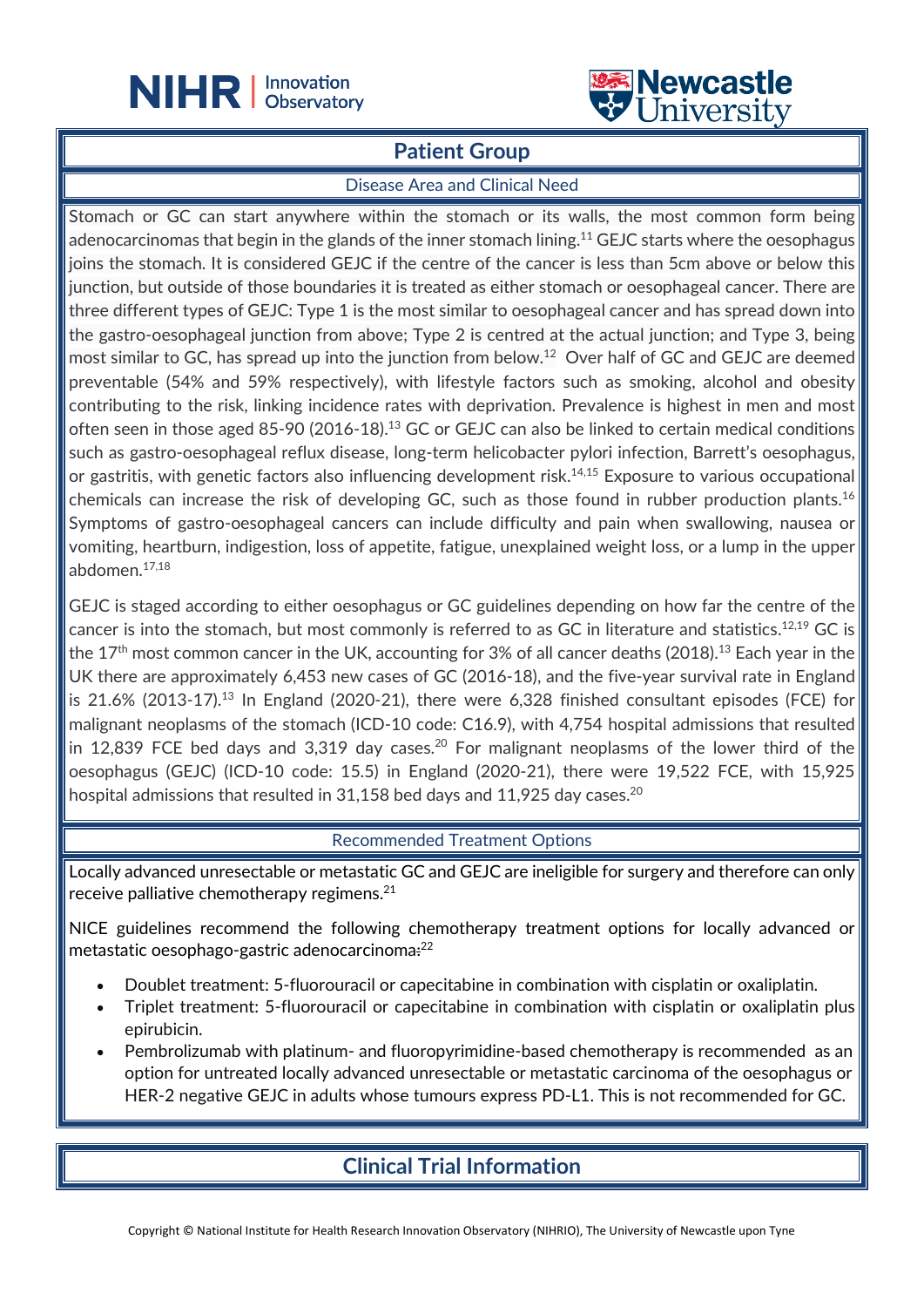## Patient Group

### Disease Area and Clinical Need

Stomach or GC can start anywhere within the stomach or its walls, the most common form being adenocarcinomas that begin in the glands of the inner stomach lining.[11] GEJC starts where the oesophagus joins the stomach. It is considered GEJC if the centre of the cancer is less than 5cm above or below this junction, but outside of those boundaries it is treated as either stomach or oesophageal cancer. There are three different types of GEJC: Type 1 is the most similar to oesophageal cancer and has spread down into the gastro-oesophageal junction from above; Type 2 is centred at the actual junction; and Type 3, being most similar to GC, has spread up into the junction from below.[12] Over half of GC and GEJC are deemed preventable (54% and 59% respectively), with lifestyle factors such as smoking, alcohol and obesity contributing to the risk, linking incidence rates with deprivation. Prevalence is highest in men and most often seen in those aged 85-90 (2016-18).[13] GC or GEJC can also be linked to certain medical conditions such as gastro-oesophageal reflux disease, long-term helicobacter pylori infection, Barrett's oesophagus, or gastritis, with genetic factors also influencing development risk.[14,15] Exposure to various occupational chemicals can increase the risk of developing GC, such as those found in rubber production plants.[16] Symptoms of gastro-oesophageal cancers can include difficulty and pain when swallowing, nausea or vomiting, heartburn, indigestion, loss of appetite, fatigue, unexplained weight loss, or a lump in the upper abdomen.[17,18]

GEJC is staged according to either oesophagus or GC guidelines depending on how far the centre of the cancer is into the stomach, but most commonly is referred to as GC in literature and statistics.[12,19] GC is the 17th most common cancer in the UK, accounting for 3% of all cancer deaths (2018).[13] Each year in the UK there are approximately 6,453 new cases of GC (2016-18), and the five-year survival rate in England is 21.6% (2013-17).[13] In England (2020-21), there were 6,328 finished consultant episodes (FCE) for malignant neoplasms of the stomach (ICD-10 code: C16.9), with 4,754 hospital admissions that resulted in 12,839 FCE bed days and 3,319 day cases.[20] For malignant neoplasms of the lower third of the oesophagus (GEJC) (ICD-10 code: 15.5) in England (2020-21), there were 19,522 FCE, with 15,925 hospital admissions that resulted in 31,158 bed days and 11,925 day cases.[20]

### Recommended Treatment Options

Locally advanced unresectable or metastatic GC and GEJC are ineligible for surgery and therefore can only receive palliative chemotherapy regimens.[21]

NICE guidelines recommend the following chemotherapy treatment options for locally advanced or metastatic oesophago-gastric adenocarcinoma:[22]

- Doublet treatment: 5-fluorouracil or capecitabine in combination with cisplatin or oxaliplatin.
- Triplet treatment: 5-fluorouracil or capecitabine in combination with cisplatin or oxaliplatin plus epirubicin.
- Pembrolizumab with platinum- and fluoropyrimidine-based chemotherapy is recommended as an option for untreated locally advanced unresectable or metastatic carcinoma of the oesophagus or HER-2 negative GEJC in adults whose tumours express PD-L1. This is not recommended for GC.

## Clinical Trial Information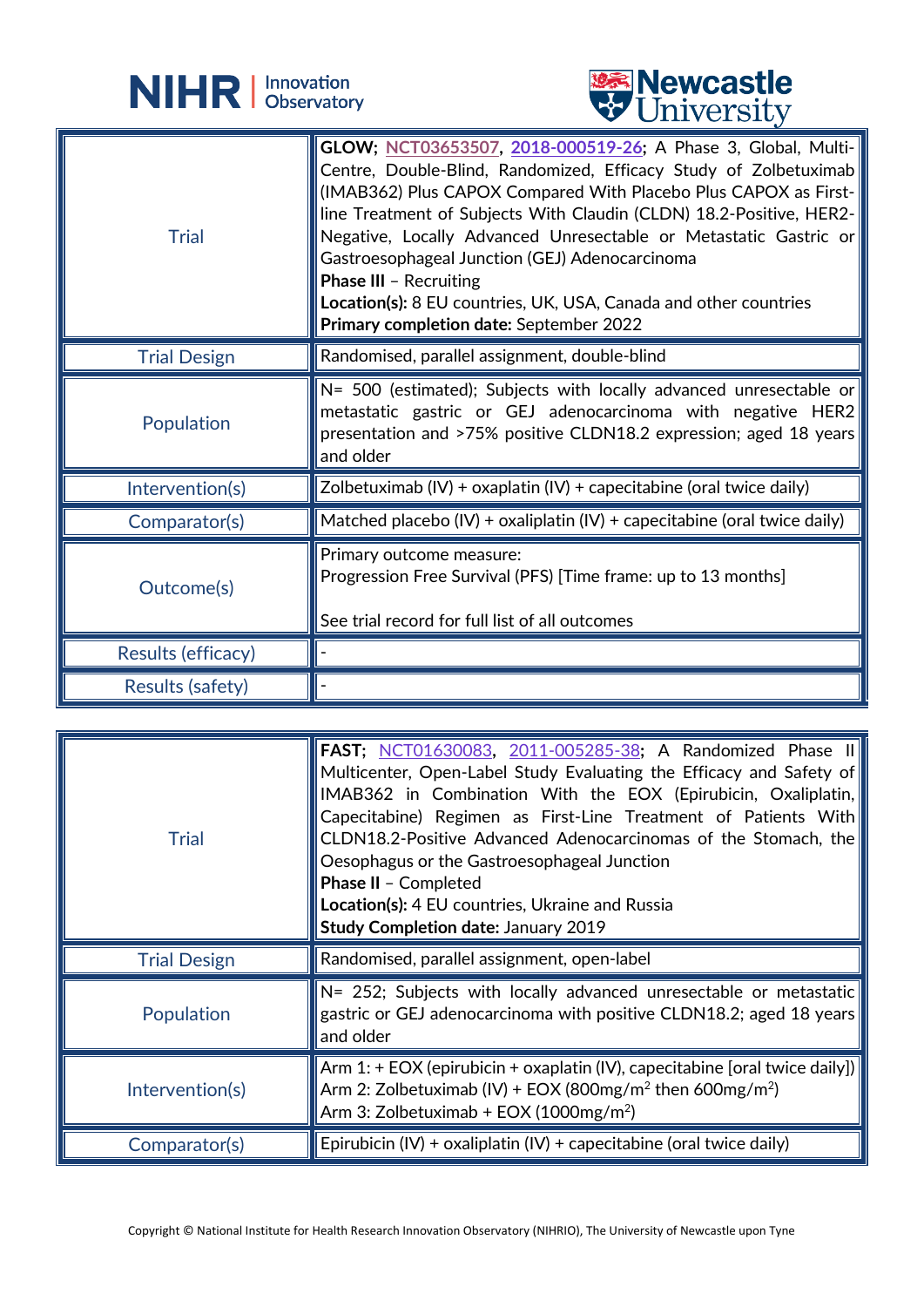| Trial | **GLOW; NCT03653507, 2018-000519-26;** A Phase 3, Global, Multi-Centre, Double-Blind, Randomized, Efficacy Study of Zolbetuximab (IMAB362) Plus CAPOX Compared With Placebo Plus CAPOX as First-line Treatment of Subjects With Claudin (CLDN) 18.2-Positive, HER2-Negative, Locally Advanced Unresectable or Metastatic Gastric or Gastroesophageal Junction (GEJ) Adenocarcinoma<br>**Phase III** – Recruiting<br>**Location(s):** 8 EU countries, UK, USA, Canada and other countries<br>**Primary completion date:** September 2022 |
|---|---|
| Trial Design | Randomised, parallel assignment, double-blind |
| Population | N= 500 (estimated); Subjects with locally advanced unresectable or metastatic gastric or GEJ adenocarcinoma with negative HER2 presentation and >75% positive CLDN18.2 expression; aged 18 years and older |
| Intervention(s) | Zolbetuximab (IV) + oxaplatin (IV) + capecitabine (oral twice daily) |
| Comparator(s) | Matched placebo (IV) + oxaliplatin (IV) + capecitabine (oral twice daily) |
| Outcome(s) | Primary outcome measure:<br>Progression Free Survival (PFS) [Time frame: up to 13 months]<br><br>See trial record for full list of all outcomes |
| Results (efficacy) | - |
| Results (safety) | - |

| Trial | **FAST;** NCT01630083, 2011-005285-38; A Randomized Phase II Multicenter, Open-Label Study Evaluating the Efficacy and Safety of IMAB362 in Combination With the EOX (Epirubicin, Oxaliplatin, Capecitabine) Regimen as First-Line Treatment of Patients With CLDN18.2-Positive Advanced Adenocarcinomas of the Stomach, the Oesophagus or the Gastroesophageal Junction<br>**Phase II** – Completed<br>**Location(s):** 4 EU countries, Ukraine and Russia<br>**Study Completion date:** January 2019 |
|---|---|
| Trial Design | Randomised, parallel assignment, open-label |
| Population | N= 252; Subjects with locally advanced unresectable or metastatic gastric or GEJ adenocarcinoma with positive CLDN18.2; aged 18 years and older |
| Intervention(s) | Arm 1: + EOX (epirubicin + oxaplatin (IV), capecitabine [oral twice daily])<br>Arm 2: Zolbetuximab (IV) + EOX (800mg/m$^2$ then 600mg/m$^2$)<br>Arm 3: Zolbetuximab + EOX (1000mg/m$^2$) |
| Comparator(s) | Epirubicin (IV) + oxaliplatin (IV) + capecitabine (oral twice daily) |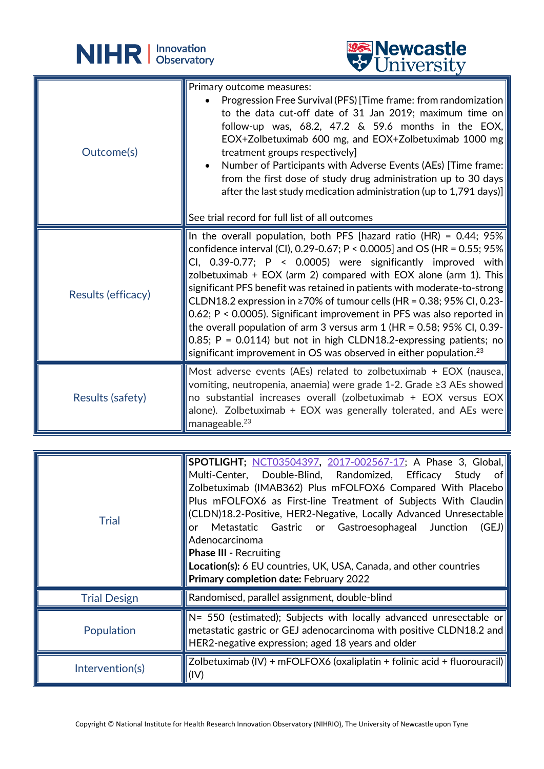| | |
|---|---|
| Outcome(s) | Primary outcome measures:<br>• Progression Free Survival (PFS) [Time frame: from randomization to the data cut-off date of 31 Jan 2019; maximum time on follow-up was, 68.2, 47.2 & 59.6 months in the EOX, EOX+Zolbetuximab 600 mg, and EOX+Zolbetuximab 1000 mg treatment groups respectively]<br>• Number of Participants with Adverse Events (AEs) [Time frame: from the first dose of study drug administration up to 30 days after the last study medication administration (up to 1,791 days)]<br><br>See trial record for full list of all outcomes |
| Results (efficacy) | In the overall population, both PFS [hazard ratio (HR) = 0.44; 95% confidence interval (CI), 0.29-0.67; P < 0.0005] and OS (HR = 0.55; 95% CI, 0.39-0.77; P < 0.0005) were significantly improved with zolbetuximab + EOX (arm 2) compared with EOX alone (arm 1). This significant PFS benefit was retained in patients with moderate-to-strong CLDN18.2 expression in ≥70% of tumour cells (HR = 0.38; 95% CI, 0.23-0.62; P < 0.0005). Significant improvement in PFS was also reported in the overall population of arm 3 versus arm 1 (HR = 0.58; 95% CI, 0.39-0.85; P = 0.0114) but not in high CLDN18.2-expressing patients; no significant improvement in OS was observed in either population.[23] |
| Results (safety) | Most adverse events (AEs) related to zolbetuximab + EOX (nausea, vomiting, neutropenia, anaemia) were grade 1-2. Grade ≥3 AEs showed no substantial increases overall (zolbetuximab + EOX versus EOX alone). Zolbetuximab + EOX was generally tolerated, and AEs were manageable.[23] |

| | |
|---|---|
| Trial | **SPOTLIGHT;** NCT03504397, 2017-002567-17; A Phase 3, Global, Multi-Center, Double-Blind, Randomized, Efficacy Study of Zolbetuximab (IMAB362) Plus mFOLFOX6 Compared With Placebo Plus mFOLFOX6 as First-line Treatment of Subjects With Claudin (CLDN)18.2-Positive, HER2-Negative, Locally Advanced Unresectable or Metastatic Gastric or Gastroesophageal Junction (GEJ) Adenocarcinoma<br>**Phase III -** Recruiting<br>**Location(s):** 6 EU countries, UK, USA, Canada, and other countries<br>**Primary completion date:** February 2022 |
| Trial Design | Randomised, parallel assignment, double-blind |
| Population | N= 550 (estimated); Subjects with locally advanced unresectable or metastatic gastric or GEJ adenocarcinoma with positive CLDN18.2 and HER2-negative expression; aged 18 years and older |
| Intervention(s) | Zolbetuximab (IV) + mFOLFOX6 (oxaliplatin + folinic acid + fluorouracil) (IV) |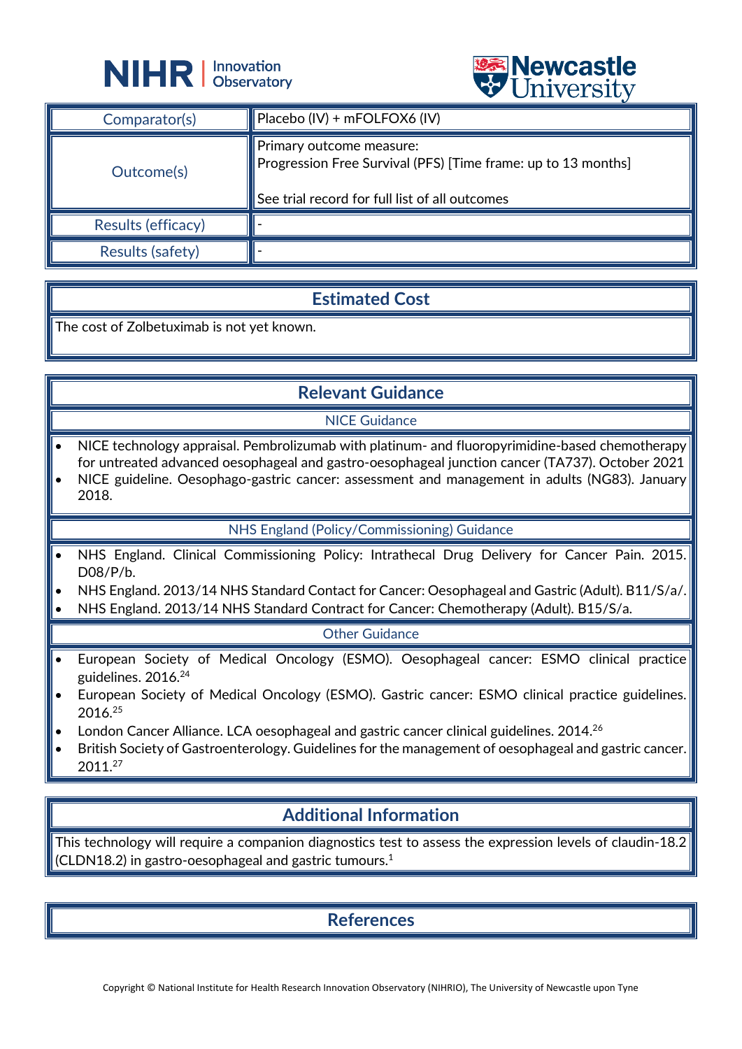| | |
|---|---|
| Comparator(s) | Placebo (IV) + mFOLFOX6 (IV) |
| Outcome(s) | Primary outcome measure:<br>Progression Free Survival (PFS) [Time frame: up to 13 months]<br><br>See trial record for full list of all outcomes |
| Results (efficacy) | - |
| Results (safety) | - |

## Estimated Cost

The cost of Zolbetuximab is not yet known.

## Relevant Guidance

### NICE Guidance

- NICE technology appraisal. Pembrolizumab with platinum- and fluoropyrimidine-based chemotherapy for untreated advanced oesophageal and gastro-oesophageal junction cancer (TA737). October 2021
- NICE guideline. Oesophago-gastric cancer: assessment and management in adults (NG83). January 2018.

### NHS England (Policy/Commissioning) Guidance

- NHS England. Clinical Commissioning Policy: Intrathecal Drug Delivery for Cancer Pain. 2015. D08/P/b.
- NHS England. 2013/14 NHS Standard Contact for Cancer: Oesophageal and Gastric (Adult). B11/S/a/.
- NHS England. 2013/14 NHS Standard Contract for Cancer: Chemotherapy (Adult). B15/S/a.

### Other Guidance

- European Society of Medical Oncology (ESMO). Oesophageal cancer: ESMO clinical practice guidelines. 2016.[24]
- European Society of Medical Oncology (ESMO). Gastric cancer: ESMO clinical practice guidelines. 2016.[25]
- London Cancer Alliance. LCA oesophageal and gastric cancer clinical guidelines. 2014.[26]
- British Society of Gastroenterology. Guidelines for the management of oesophageal and gastric cancer. 2011.[27]

## Additional Information

This technology will require a companion diagnostics test to assess the expression levels of claudin-18.2 (CLDN18.2) in gastro-oesophageal and gastric tumours.[1]

## References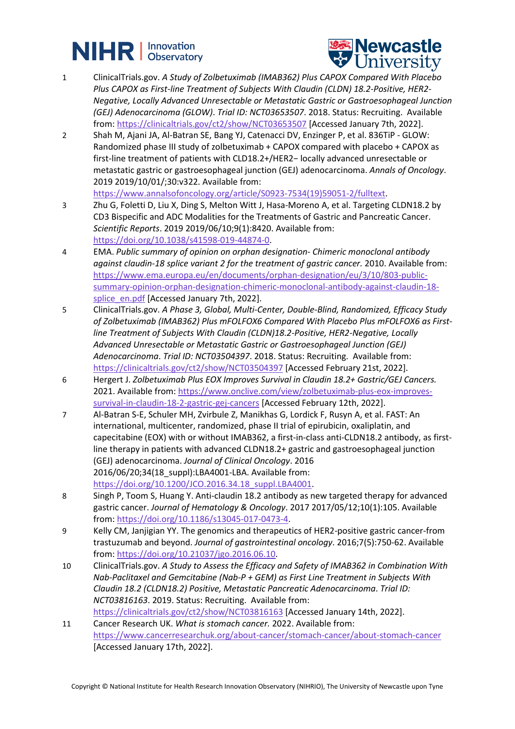1. ClinicalTrials.gov. *A Study of Zolbetuximab (IMAB362) Plus CAPOX Compared With Placebo Plus CAPOX as First-line Treatment of Subjects With Claudin (CLDN) 18.2-Positive, HER2-Negative, Locally Advanced Unresectable or Metastatic Gastric or Gastroesophageal Junction (GEJ) Adenocarcinoma (GLOW)*. *Trial ID: NCT03653507*. 2018. Status: Recruiting. Available from: https://clinicaltrials.gov/ct2/show/NCT03653507 [Accessed January 7th, 2022].
2. Shah M, Ajani JA, Al-Batran SE, Bang YJ, Catenacci DV, Enzinger P, et al. 836TiP - GLOW: Randomized phase III study of zolbetuximab + CAPOX compared with placebo + CAPOX as first-line treatment of patients with CLD18.2+/HER2− locally advanced unresectable or metastatic gastric or gastroesophageal junction (GEJ) adenocarcinoma. *Annals of Oncology*. 2019 2019/10/01/;30:v322. Available from: https://www.annalsofoncology.org/article/S0923-7534(19)59051-2/fulltext.
3. Zhu G, Foletti D, Liu X, Ding S, Melton Witt J, Hasa-Moreno A, et al. Targeting CLDN18.2 by CD3 Bispecific and ADC Modalities for the Treatments of Gastric and Pancreatic Cancer. *Scientific Reports*. 2019 2019/06/10;9(1):8420. Available from: https://doi.org/10.1038/s41598-019-44874-0.
4. EMA. *Public summary of opinion on orphan designation- Chimeric monoclonal antibody against claudin-18 splice variant 2 for the treatment of gastric cancer.* 2010. Available from: https://www.ema.europa.eu/en/documents/orphan-designation/eu/3/10/803-public-summary-opinion-orphan-designation-chimeric-monoclonal-antibody-against-claudin-18-splice_en.pdf [Accessed January 7th, 2022].
5. ClinicalTrials.gov. *A Phase 3, Global, Multi-Center, Double-Blind, Randomized, Efficacy Study of Zolbetuximab (IMAB362) Plus mFOLFOX6 Compared With Placebo Plus mFOLFOX6 as First-line Treatment of Subjects With Claudin (CLDN)18.2-Positive, HER2-Negative, Locally Advanced Unresectable or Metastatic Gastric or Gastroesophageal Junction (GEJ) Adenocarcinoma*. *Trial ID: NCT03504397*. 2018. Status: Recruiting. Available from: https://clinicaltrials.gov/ct2/show/NCT03504397 [Accessed February 21st, 2022].
6. Hergert J. *Zolbetuximab Plus EOX Improves Survival in Claudin 18.2+ Gastric/GEJ Cancers.* 2021. Available from: https://www.onclive.com/view/zolbetuximab-plus-eox-improves-survival-in-claudin-18-2-gastric-gej-cancers [Accessed February 12th, 2022].
7. Al-Batran S-E, Schuler MH, Zvirbule Z, Manikhas G, Lordick F, Rusyn A, et al. FAST: An international, multicenter, randomized, phase II trial of epirubicin, oxaliplatin, and capecitabine (EOX) with or without IMAB362, a first-in-class anti-CLDN18.2 antibody, as first-line therapy in patients with advanced CLDN18.2+ gastric and gastroesophageal junction (GEJ) adenocarcinoma. *Journal of Clinical Oncology*. 2016 2016/06/20;34(18_suppl):LBA4001-LBA. Available from: https://doi.org/10.1200/JCO.2016.34.18_suppl.LBA4001.
8. Singh P, Toom S, Huang Y. Anti-claudin 18.2 antibody as new targeted therapy for advanced gastric cancer. *Journal of Hematology & Oncology*. 2017 2017/05/12;10(1):105. Available from: https://doi.org/10.1186/s13045-017-0473-4.
9. Kelly CM, Janjigian YY. The genomics and therapeutics of HER2-positive gastric cancer-from trastuzumab and beyond. *Journal of gastrointestinal oncology*. 2016;7(5):750-62. Available from: https://doi.org/10.21037/jgo.2016.06.10.
10. ClinicalTrials.gov. *A Study to Assess the Efficacy and Safety of IMAB362 in Combination With Nab-Paclitaxel and Gemcitabine (Nab-P + GEM) as First Line Treatment in Subjects With Claudin 18.2 (CLDN18.2) Positive, Metastatic Pancreatic Adenocarcinoma*. *Trial ID: NCT03816163*. 2019. Status: Recruiting. Available from: https://clinicaltrials.gov/ct2/show/NCT03816163 [Accessed January 14th, 2022].
11. Cancer Research UK. *What is stomach cancer.* 2022. Available from: https://www.cancerresearchuk.org/about-cancer/stomach-cancer/about-stomach-cancer [Accessed January 17th, 2022].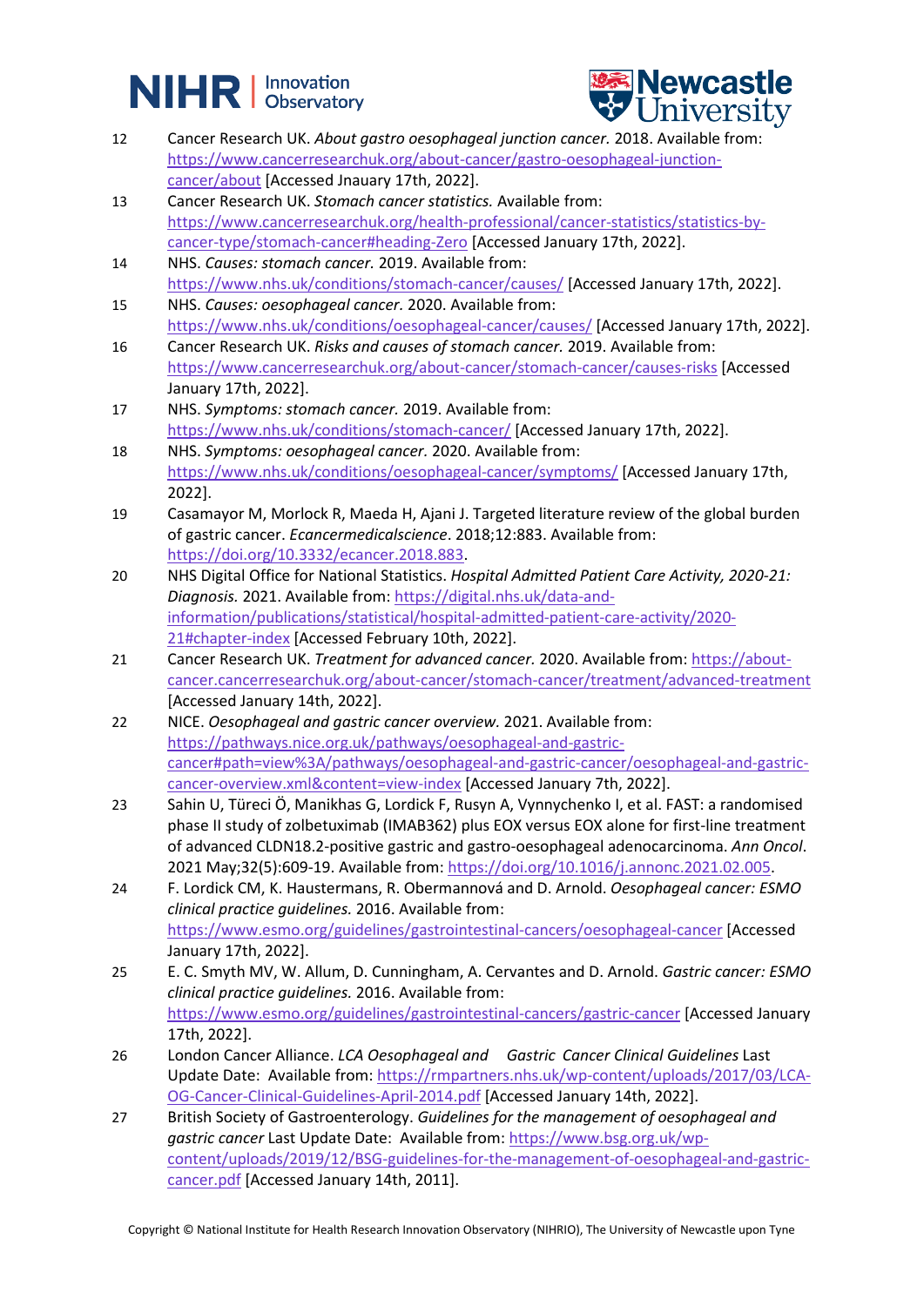12 Cancer Research UK. *About gastro oesophageal junction cancer.* 2018. Available from: https://www.cancerresearchuk.org/about-cancer/gastro-oesophageal-junction-cancer/about [Accessed Jnauary 17th, 2022].

13 Cancer Research UK. *Stomach cancer statistics.* Available from: https://www.cancerresearchuk.org/health-professional/cancer-statistics/statistics-by-cancer-type/stomach-cancer#heading-Zero [Accessed January 17th, 2022].

14 NHS. *Causes: stomach cancer.* 2019. Available from: https://www.nhs.uk/conditions/stomach-cancer/causes/ [Accessed January 17th, 2022].

15 NHS. *Causes: oesophageal cancer.* 2020. Available from: https://www.nhs.uk/conditions/oesophageal-cancer/causes/ [Accessed January 17th, 2022].

16 Cancer Research UK. *Risks and causes of stomach cancer.* 2019. Available from: https://www.cancerresearchuk.org/about-cancer/stomach-cancer/causes-risks [Accessed January 17th, 2022].

17 NHS. *Symptoms: stomach cancer.* 2019. Available from: https://www.nhs.uk/conditions/stomach-cancer/ [Accessed January 17th, 2022].

18 NHS. *Symptoms: oesophageal cancer.* 2020. Available from: https://www.nhs.uk/conditions/oesophageal-cancer/symptoms/ [Accessed January 17th, 2022].

19 Casamayor M, Morlock R, Maeda H, Ajani J. Targeted literature review of the global burden of gastric cancer. *Ecancermedicalscience*. 2018;12:883. Available from: https://doi.org/10.3332/ecancer.2018.883.

20 NHS Digital Office for National Statistics. *Hospital Admitted Patient Care Activity, 2020-21: Diagnosis.* 2021. Available from: https://digital.nhs.uk/data-and-information/publications/statistical/hospital-admitted-patient-care-activity/2020-21#chapter-index [Accessed February 10th, 2022].

21 Cancer Research UK. *Treatment for advanced cancer.* 2020. Available from: https://about-cancer.cancerresearchuk.org/about-cancer/stomach-cancer/treatment/advanced-treatment [Accessed January 14th, 2022].

22 NICE. *Oesophageal and gastric cancer overview.* 2021. Available from: https://pathways.nice.org.uk/pathways/oesophageal-and-gastric-cancer#path=view%3A/pathways/oesophageal-and-gastric-cancer/oesophageal-and-gastric-cancer-overview.xml&content=view-index [Accessed January 7th, 2022].

23 Sahin U, Türeci Ö, Manikhas G, Lordick F, Rusyn A, Vynnychenko I, et al. FAST: a randomised phase II study of zolbetuximab (IMAB362) plus EOX versus EOX alone for first-line treatment of advanced CLDN18.2-positive gastric and gastro-oesophageal adenocarcinoma. *Ann Oncol*. 2021 May;32(5):609-19. Available from: https://doi.org/10.1016/j.annonc.2021.02.005.

24 F. Lordick CM, K. Haustermans, R. Obermannová and D. Arnold. *Oesophageal cancer: ESMO clinical practice guidelines.* 2016. Available from: https://www.esmo.org/guidelines/gastrointestinal-cancers/oesophageal-cancer [Accessed January 17th, 2022].

25 E. C. Smyth MV, W. Allum, D. Cunningham, A. Cervantes and D. Arnold. *Gastric cancer: ESMO clinical practice guidelines.* 2016. Available from: https://www.esmo.org/guidelines/gastrointestinal-cancers/gastric-cancer [Accessed January 17th, 2022].

26 London Cancer Alliance. *LCA Oesophageal and Gastric Cancer Clinical Guidelines* Last Update Date: Available from: https://rmpartners.nhs.uk/wp-content/uploads/2017/03/LCA-OG-Cancer-Clinical-Guidelines-April-2014.pdf [Accessed January 14th, 2022].

27 British Society of Gastroenterology. *Guidelines for the management of oesophageal and gastric cancer* Last Update Date: Available from: https://www.bsg.org.uk/wp-content/uploads/2019/12/BSG-guidelines-for-the-management-of-oesophageal-and-gastric-cancer.pdf [Accessed January 14th, 2011].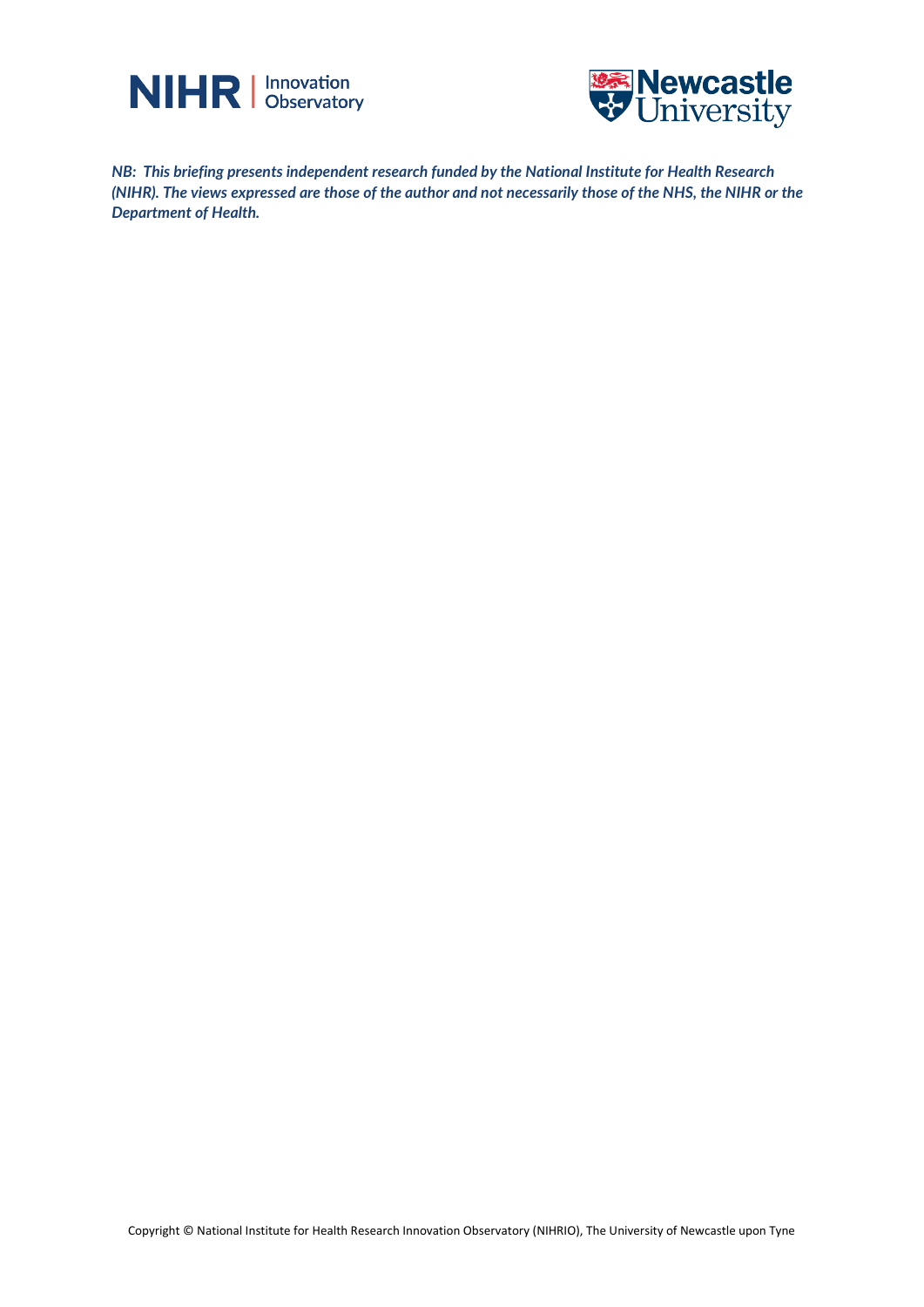*NB: This briefing presents independent research funded by the National Institute for Health Research (NIHR). The views expressed are those of the author and not necessarily those of the NHS, the NIHR or the Department of Health.*

Copyright © National Institute for Health Research Innovation Observatory (NIHRIO), The University of Newcastle upon Tyne